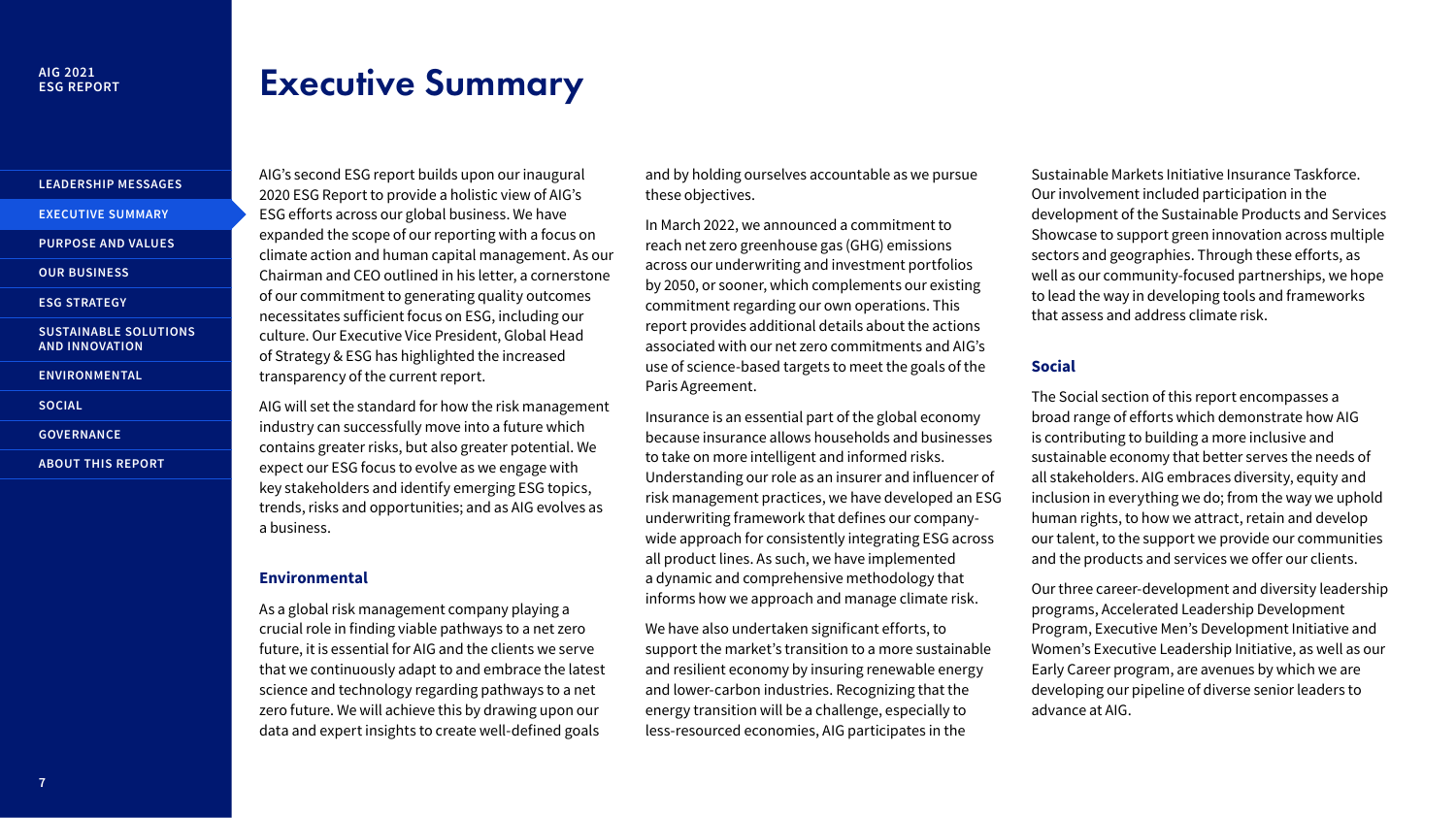# Executive Summary

AIG's second ESG report builds upon our inaugural 2020 ESG Report to provide a holistic view of AIG's ESG efforts across our global business. We have expanded the scope of our reporting with a focus on climate action and human capital management. As our Chairman and CEO outlined in his letter, a cornerstone of our commitment to generating quality outcomes necessitates sufficient focus on ESG, including our culture. Our Executive Vice President, Global Head of Strategy & ESG has highlighted the increased transparency of the current report.

AIG will set the standard for how the risk management industry can successfully move into a future which contains greater risks, but also greater potential. We expect our ESG focus to evolve as we engage with key stakeholders and identify emerging ESG topics, trends, risks and opportunities; and as AIG evolves as a business.

## Environmental

As a global risk management company playing a crucial role in finding viable pathways to a net zero future, it is essential for AIG and the clients we serve that we continuously adapt to and embrace the latest science and technology regarding pathways to a net zero future. We will achieve this by drawing upon our data and expert insights to create well-defined goals and by holding ourselves accountable as we pursue these objectives.

In March 2022, we announced a commitment to reach net zero greenhouse gas (GHG) emissions across our underwriting and investment portfolios by 2050, or sooner, which complements our existing commitment regarding our own operations. This report provides additional details about the actions associated with our net zero commitments and AIG's use of science-based targets to meet the goals of the Paris Agreement.

Insurance is an essential part of the global economy because insurance allows households and businesses to take on more intelligent and informed risks. Understanding our role as an insurer and influencer of risk management practices, we have developed an ESG underwriting framework that defines our company-wide approach for consistently integrating ESG across all product lines. As such, we have implemented a dynamic and comprehensive methodology that informs how we approach and manage climate risk.

We have also undertaken significant efforts, to support the market's transition to a more sustainable and resilient economy by insuring renewable energy and lower-carbon industries. Recognizing that the energy transition will be a challenge, especially to less-resourced economies, AIG participates in the Sustainable Markets Initiative Insurance Taskforce. Our involvement included participation in the development of the Sustainable Products and Services Showcase to support green innovation across multiple sectors and geographies. Through these efforts, as well as our community-focused partnerships, we hope to lead the way in developing tools and frameworks that assess and address climate risk.

## Social

The Social section of this report encompasses a broad range of efforts which demonstrate how AIG is contributing to building a more inclusive and sustainable economy that better serves the needs of all stakeholders. AIG embraces diversity, equity and inclusion in everything we do; from the way we uphold human rights, to how we attract, retain and develop our talent, to the support we provide our communities and the products and services we offer our clients.

Our three career-development and diversity leadership programs, Accelerated Leadership Development Program, Executive Men's Development Initiative and Women's Executive Leadership Initiative, as well as our Early Career program, are avenues by which we are developing our pipeline of diverse senior leaders to advance at AIG.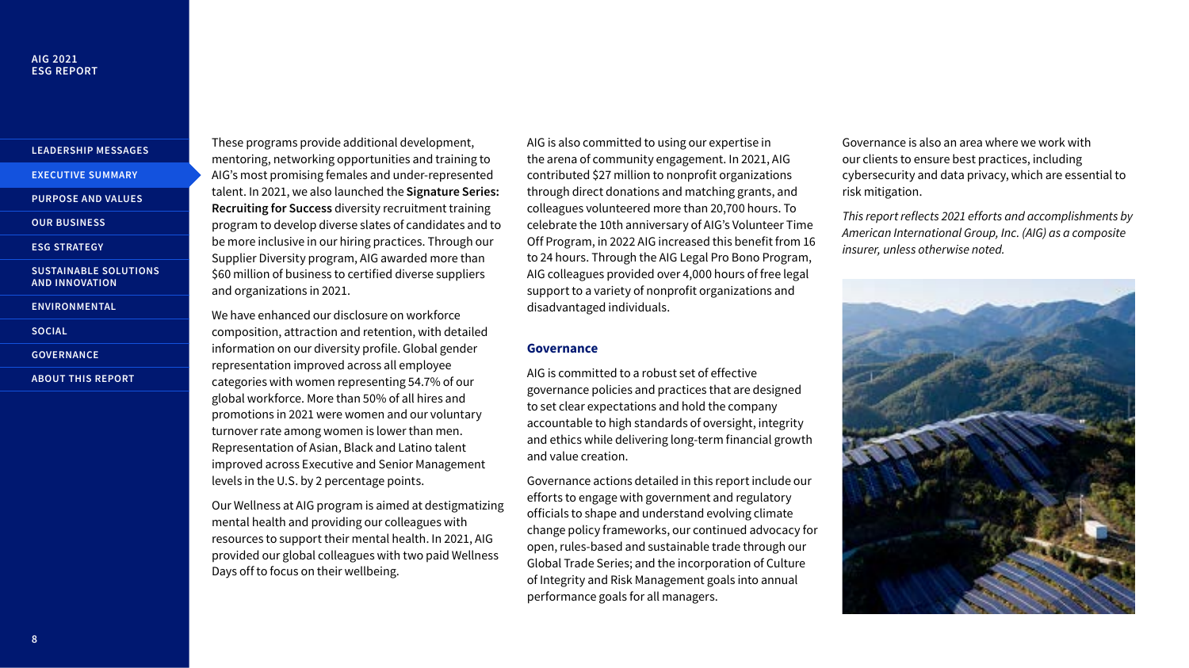These programs provide additional development, mentoring, networking opportunities and training to AIG's most promising females and under-represented talent. In 2021, we also launched the **Signature Series: Recruiting for Success** diversity recruitment training program to develop diverse slates of candidates and to be more inclusive in our hiring practices. Through our Supplier Diversity program, AIG awarded more than $60 million of business to certified diverse suppliers and organizations in 2021.

We have enhanced our disclosure on workforce composition, attraction and retention, with detailed information on our diversity profile. Global gender representation improved across all employee categories with women representing 54.7% of our global workforce. More than 50% of all hires and promotions in 2021 were women and our voluntary turnover rate among women is lower than men. Representation of Asian, Black and Latino talent improved across Executive and Senior Management levels in the U.S. by 2 percentage points.

Our Wellness at AIG program is aimed at destigmatizing mental health and providing our colleagues with resources to support their mental health. In 2021, AIG provided our global colleagues with two paid Wellness Days off to focus on their wellbeing.

AIG is also committed to using our expertise in the arena of community engagement. In 2021, AIG contributed $27 million to nonprofit organizations through direct donations and matching grants, and colleagues volunteered more than 20,700 hours. To celebrate the 10th anniversary of AIG's Volunteer Time Off Program, in 2022 AIG increased this benefit from 16 to 24 hours. Through the AIG Legal Pro Bono Program, AIG colleagues provided over 4,000 hours of free legal support to a variety of nonprofit organizations and disadvantaged individuals.

## Governance

AIG is committed to a robust set of effective governance policies and practices that are designed to set clear expectations and hold the company accountable to high standards of oversight, integrity and ethics while delivering long-term financial growth and value creation.

Governance actions detailed in this report include our efforts to engage with government and regulatory officials to shape and understand evolving climate change policy frameworks, our continued advocacy for open, rules-based and sustainable trade through our Global Trade Series; and the incorporation of Culture of Integrity and Risk Management goals into annual performance goals for all managers.

Governance is also an area where we work with our clients to ensure best practices, including cybersecurity and data privacy, which are essential to risk mitigation.

*This report reflects 2021 efforts and accomplishments by American International Group, Inc. (AIG) as a composite insurer, unless otherwise noted.*